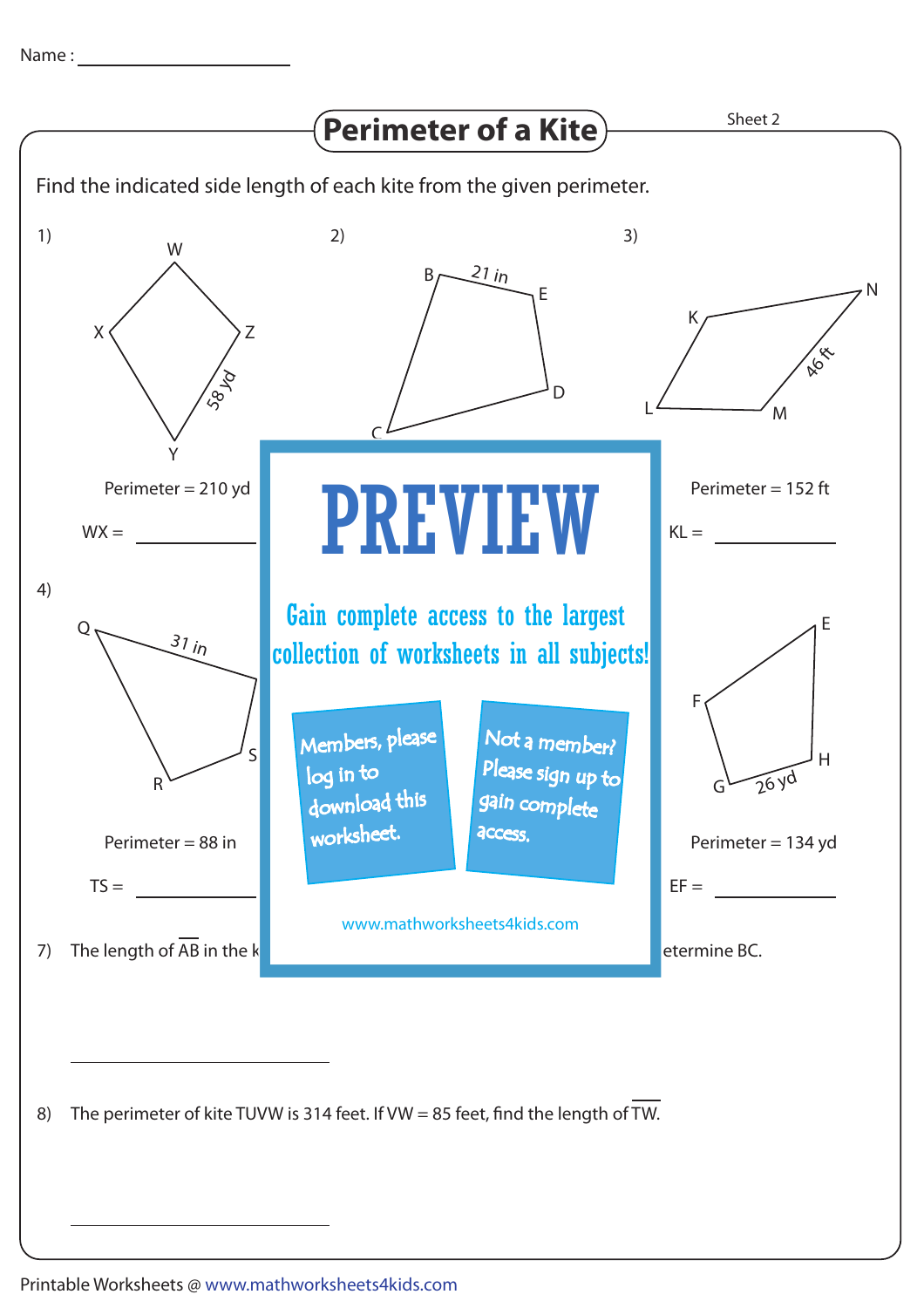Name : ____________________

# Perimeter of a Kite

Sheet 2

Find the indicated side length of each kite from the given perimeter.

1)

W

X

Z

58 yd

Y

Perimeter = 210 yd

WX = ____________

2)

B

21 in

E

D

C

3)

K

N

46 ft

L

M

Perimeter = 152 ft

KL = ____________

4)

Q

31 in

S

R

Perimeter = 88 in

TS = ____________

E

F

H

G

26 yd

Perimeter = 134 yd

EF = ____________

PREVIEW

Gain complete access to the largest collection of worksheets in all subjects!

Members, please log in to download this worksheet.

Not a member? Please sign up to gain complete access.

www.mathworksheets4kids.com

7) The length of $\overline{AB}$ in the k... etermine BC.

____________________

8) The perimeter of kite TUVW is 314 feet. If VW = 85 feet, find the length of $\overline{TW}$.

____________________

Printable Worksheets @ www.mathworksheets4kids.com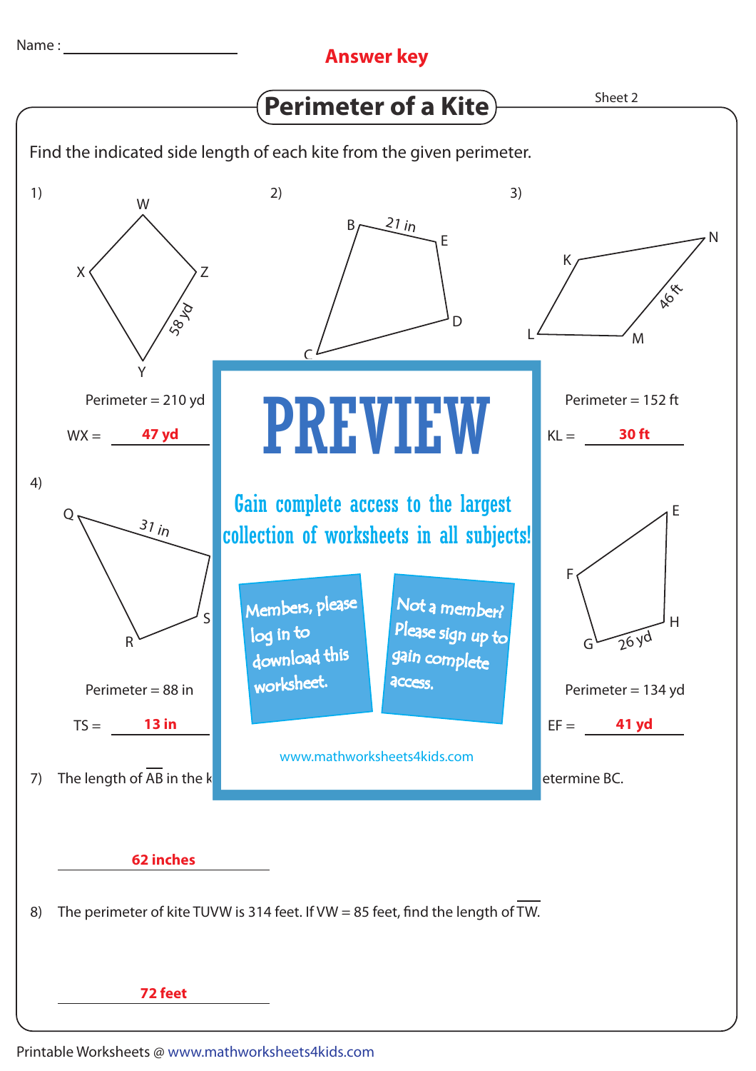Name : ____________________

**Answer key**

# Perimeter of a Kite

Sheet 2

Find the indicated side length of each kite from the given perimeter.

1)

W

X

Z

58 yd

Y

Perimeter = 210 yd

WX = **47 yd**

2)

B

21 in

E

D

C

3)

K

N

46 ft

L

M

Perimeter = 152 ft

KL = **30 ft**

4)

Q

31 in

S

R

Perimeter = 88 in

TS = **13 in**

E

F

H

G

26 yd

Perimeter = 134 yd

EF = **41 yd**

PREVIEW

Gain complete access to the largest collection of worksheets in all subjects!

Members, please log in to download this worksheet.

Not a member? Please sign up to gain complete access.

www.mathworksheets4kids.com

7) The length of $\overline{AB}$ in the k ... etermine BC.

**62 inches**

8) The perimeter of kite TUVW is 314 feet. If VW = 85 feet, find the length of $\overline{TW}$.

**72 feet**

Printable Worksheets @ www.mathworksheets4kids.com